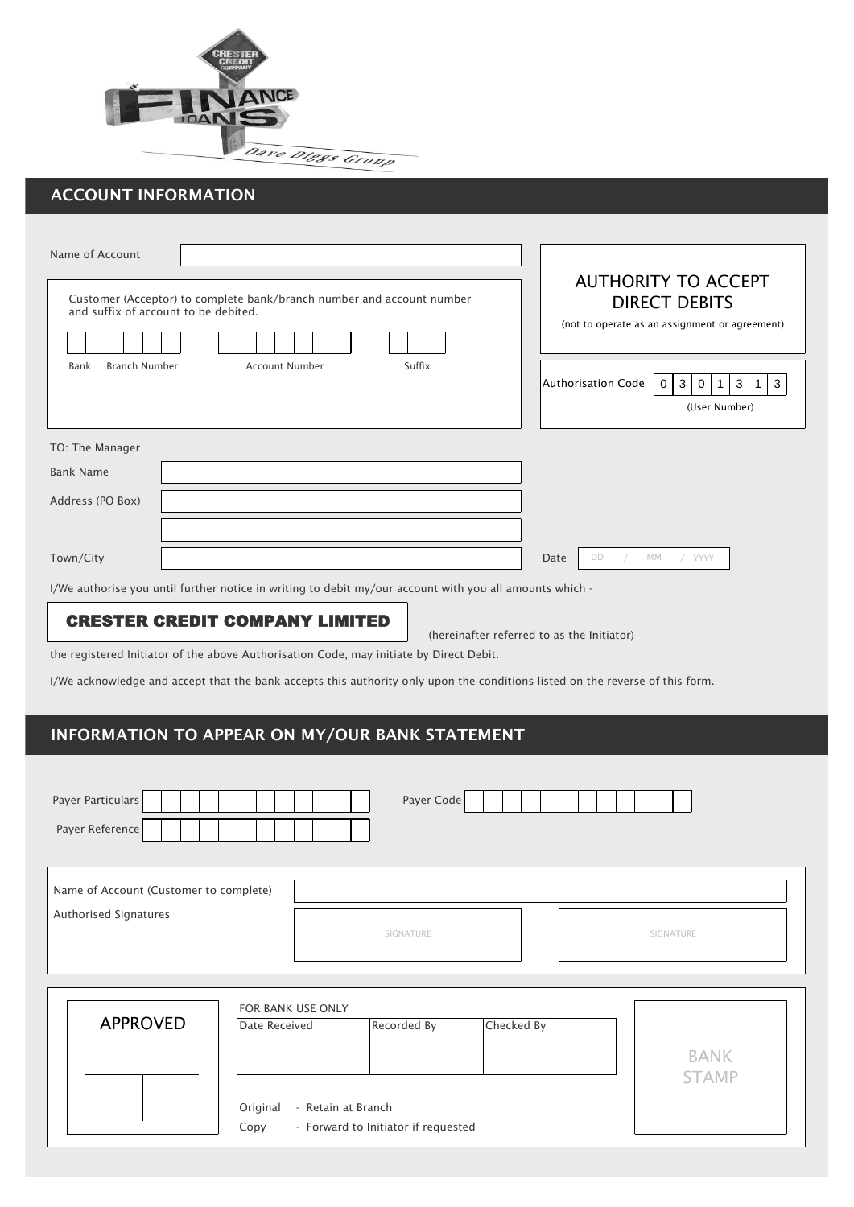CRESTER CREDIT COMPANY

FINANCE LOANS

Dave Diggs Group

## ACCOUNT INFORMATION

Name of Account

Customer (Acceptor) to complete bank/branch number and account number and suffix of account to be debited.

Bank | Branch Number | Account Number | Suffix

### AUTHORITY TO ACCEPT DIRECT DEBITS

(not to operate as an assignment or agreement)

| Authorisation Code | 0 | 3 | 0 | 1 | 3 | 1 | 3 |
|---|---|---|---|---|---|---|---|

(User Number)

TO: The Manager

Bank Name

Address (PO Box)

Town/City

Date DD / MM / YYYY

I/We authorise you until further notice in writing to debit my/our account with you all amounts which -

**CRESTER CREDIT COMPANY LIMITED** (hereinafter referred to as the Initiator)

the registered Initiator of the above Authorisation Code, may initiate by Direct Debit.

I/We acknowledge and accept that the bank accepts this authority only upon the conditions listed on the reverse of this form.

## INFORMATION TO APPEAR ON MY/OUR BANK STATEMENT

Payer Particulars

Payer Code

Payer Reference

Name of Account (Customer to complete)

Authorised Signatures

SIGNATURE

SIGNATURE

APPROVED

FOR BANK USE ONLY

| Date Received | Recorded By | Checked By |
|---|---|---|
| | | |

Original - Retain at Branch

Copy - Forward to Initiator if requested

BANK STAMP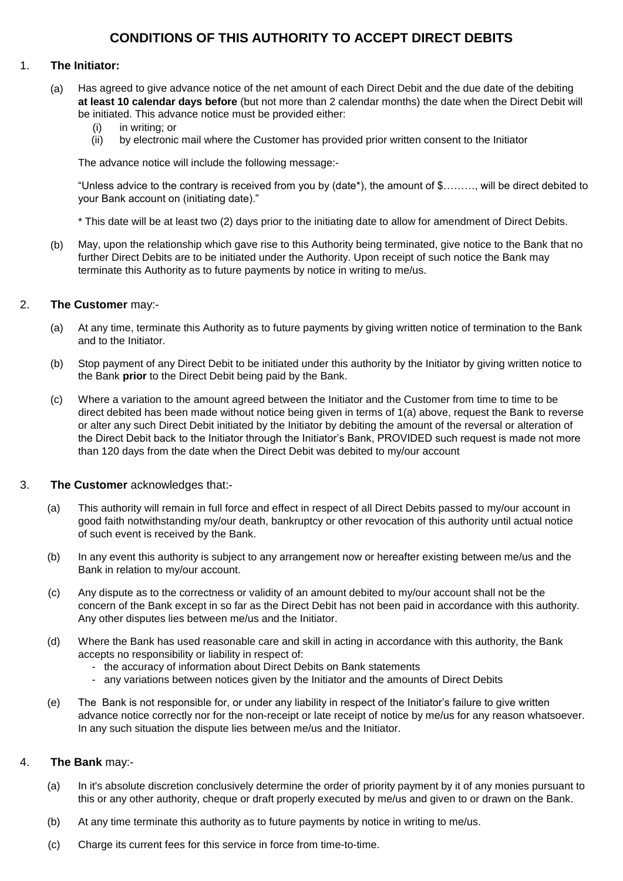# CONDITIONS OF THIS AUTHORITY TO ACCEPT DIRECT DEBITS

1. **The Initiator:**

   (a) Has agreed to give advance notice of the net amount of each Direct Debit and the due date of the debiting **at least 10 calendar days before** (but not more than 2 calendar months) the date when the Direct Debit will be initiated. This advance notice must be provided either:

   (i) in writing; or
   (ii) by electronic mail where the Customer has provided prior written consent to the Initiator

   The advance notice will include the following message:-

   "Unless advice to the contrary is received from you by (date*), the amount of $………, will be direct debited to your Bank account on (initiating date)."

   * This date will be at least two (2) days prior to the initiating date to allow for amendment of Direct Debits.

   (b) May, upon the relationship which gave rise to this Authority being terminated, give notice to the Bank that no further Direct Debits are to be initiated under the Authority. Upon receipt of such notice the Bank may terminate this Authority as to future payments by notice in writing to me/us.

2. **The Customer** may:-

   (a) At any time, terminate this Authority as to future payments by giving written notice of termination to the Bank and to the Initiator.

   (b) Stop payment of any Direct Debit to be initiated under this authority by the Initiator by giving written notice to the Bank **prior** to the Direct Debit being paid by the Bank.

   (c) Where a variation to the amount agreed between the Initiator and the Customer from time to time to be direct debited has been made without notice being given in terms of 1(a) above, request the Bank to reverse or alter any such Direct Debit initiated by the Initiator by debiting the amount of the reversal or alteration of the Direct Debit back to the Initiator through the Initiator's Bank, PROVIDED such request is made not more than 120 days from the date when the Direct Debit was debited to my/our account

3. **The Customer** acknowledges that:-

   (a) This authority will remain in full force and effect in respect of all Direct Debits passed to my/our account in good faith notwithstanding my/our death, bankruptcy or other revocation of this authority until actual notice of such event is received by the Bank.

   (b) In any event this authority is subject to any arrangement now or hereafter existing between me/us and the Bank in relation to my/our account.

   (c) Any dispute as to the correctness or validity of an amount debited to my/our account shall not be the concern of the Bank except in so far as the Direct Debit has not been paid in accordance with this authority. Any other disputes lies between me/us and the Initiator.

   (d) Where the Bank has used reasonable care and skill in acting in accordance with this authority, the Bank accepts no responsibility or liability in respect of:
   - the accuracy of information about Direct Debits on Bank statements
   - any variations between notices given by the Initiator and the amounts of Direct Debits

   (e) The Bank is not responsible for, or under any liability in respect of the Initiator's failure to give written advance notice correctly nor for the non-receipt or late receipt of notice by me/us for any reason whatsoever. In any such situation the dispute lies between me/us and the Initiator.

4. **The Bank** may:-

   (a) In it's absolute discretion conclusively determine the order of priority payment by it of any monies pursuant to this or any other authority, cheque or draft properly executed by me/us and given to or drawn on the Bank.

   (b) At any time terminate this authority as to future payments by notice in writing to me/us.

   (c) Charge its current fees for this service in force from time-to-time.